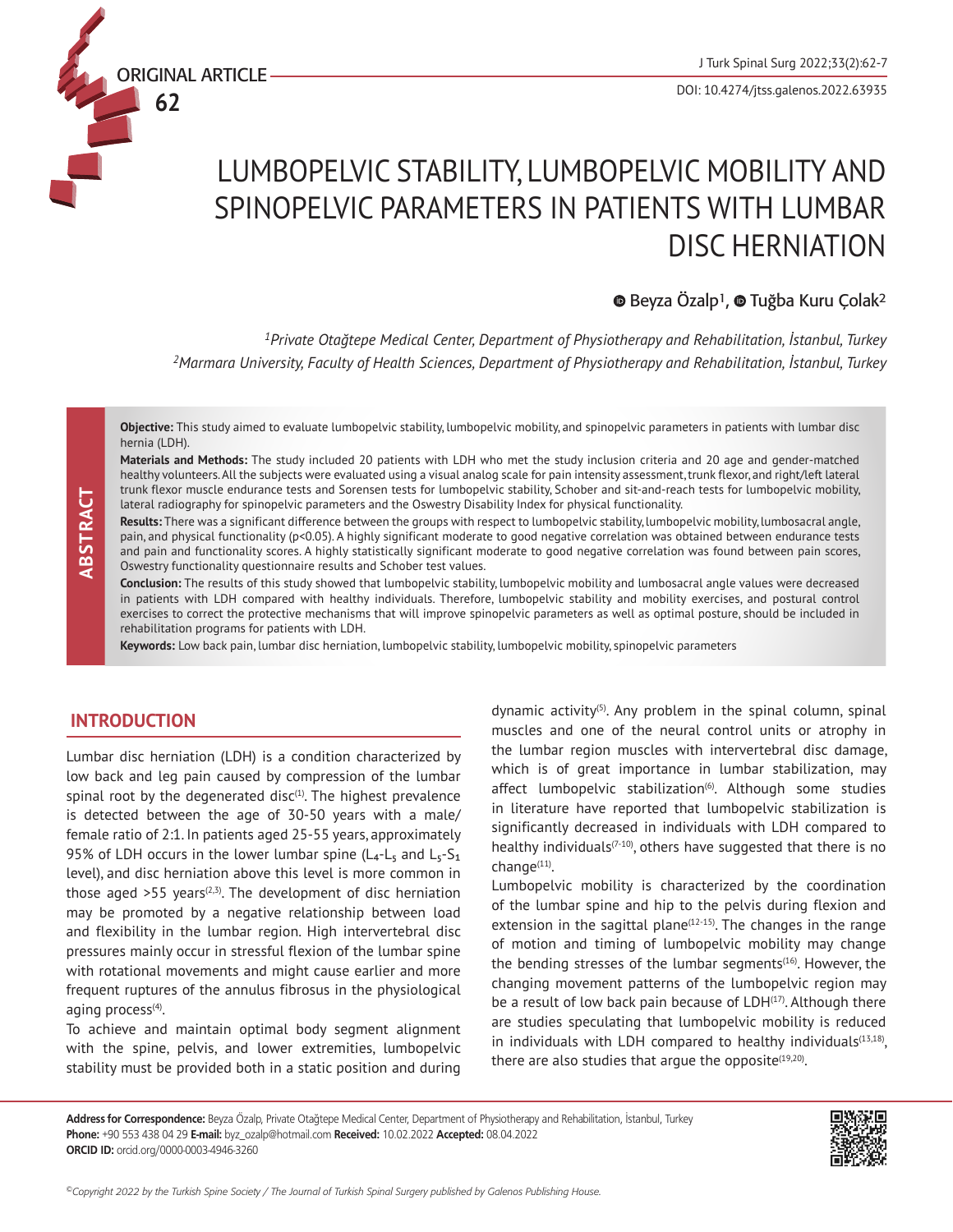ORIGINAL ARTICLE

DOI: 10.4274/jtss.galenos.2022.63935

# LUMBOPELVIC STABILITY, LUMBOPELVIC MOBILITY AND SPINOPELVIC PARAMETERS IN PATIENTS WITH LUMBAR DISC HERNIATION

Beyza Özalp[1], Tuğba Kuru Çolak[2]

*[1]Private Otağtepe Medical Center, Department of Physiotherapy and Rehabilitation, İstanbul, Turkey*
*[2]Marmara University, Faculty of Health Sciences, Department of Physiotherapy and Rehabilitation, İstanbul, Turkey*

## ABSTRACT

**Objective:** This study aimed to evaluate lumbopelvic stability, lumbopelvic mobility, and spinopelvic parameters in patients with lumbar disc hernia (LDH).

**Materials and Methods:** The study included 20 patients with LDH who met the study inclusion criteria and 20 age and gender-matched healthy volunteers. All the subjects were evaluated using a visual analog scale for pain intensity assessment, trunk flexor, and right/left lateral trunk flexor muscle endurance tests and Sorensen tests for lumbopelvic stability, Schober and sit-and-reach tests for lumbopelvic mobility, lateral radiography for spinopelvic parameters and the Oswestry Disability Index for physical functionality.

**Results:** There was a significant difference between the groups with respect to lumbopelvic stability, lumbopelvic mobility, lumbosacral angle, pain, and physical functionality ($p<0.05$). A highly significant moderate to good negative correlation was obtained between endurance tests and pain and functionality scores. A highly statistically significant moderate to good negative correlation was found between pain scores, Oswestry functionality questionnaire results and Schober test values.

**Conclusion:** The results of this study showed that lumbopelvic stability, lumbopelvic mobility and lumbosacral angle values were decreased in patients with LDH compared with healthy individuals. Therefore, lumbopelvic stability and mobility exercises, and postural control exercises to correct the protective mechanisms that will improve spinopelvic parameters as well as optimal posture, should be included in rehabilitation programs for patients with LDH.

**Keywords:** Low back pain, lumbar disc herniation, lumbopelvic stability, lumbopelvic mobility, spinopelvic parameters

## INTRODUCTION

Lumbar disc herniation (LDH) is a condition characterized by low back and leg pain caused by compression of the lumbar spinal root by the degenerated disc[1]. The highest prevalence is detected between the age of 30-50 years with a male/female ratio of 2:1. In patients aged 25-55 years, approximately 95% of LDH occurs in the lower lumbar spine ($L_4$-$L_5$ and $L_5$-$S_1$ level), and disc herniation above this level is more common in those aged >55 years[2,3]. The development of disc herniation may be promoted by a negative relationship between load and flexibility in the lumbar region. High intervertebral disc pressures mainly occur in stressful flexion of the lumbar spine with rotational movements and might cause earlier and more frequent ruptures of the annulus fibrosus in the physiological aging process[4].

To achieve and maintain optimal body segment alignment with the spine, pelvis, and lower extremities, lumbopelvic stability must be provided both in a static position and during dynamic activity[5]. Any problem in the spinal column, spinal muscles and one of the neural control units or atrophy in the lumbar region muscles with intervertebral disc damage, which is of great importance in lumbar stabilization, may affect lumbopelvic stabilization[6]. Although some studies in literature have reported that lumbopelvic stabilization is significantly decreased in individuals with LDH compared to healthy individuals[7-10], others have suggested that there is no change[11].

Lumbopelvic mobility is characterized by the coordination of the lumbar spine and hip to the pelvis during flexion and extension in the sagittal plane[12-15]. The changes in the range of motion and timing of lumbopelvic mobility may change the bending stresses of the lumbar segments[16]. However, the changing movement patterns of the lumbopelvic region may be a result of low back pain because of LDH[17]. Although there are studies speculating that lumbopelvic mobility is reduced in individuals with LDH compared to healthy individuals[13,18], there are also studies that argue the opposite[19,20].

**Address for Correspondence:** Beyza Özalp, Private Otağtepe Medical Center, Department of Physiotherapy and Rehabilitation, İstanbul, Turkey
**Phone:** +90 553 438 04 29 **E-mail:** byz_ozalp@hotmail.com **Received:** 10.02.2022 **Accepted:** 08.04.2022
**ORCID ID:** orcid.org/0000-0003-4946-3260

*©Copyright 2022 by the Turkish Spine Society / The Journal of Turkish Spinal Surgery published by Galenos Publishing House.*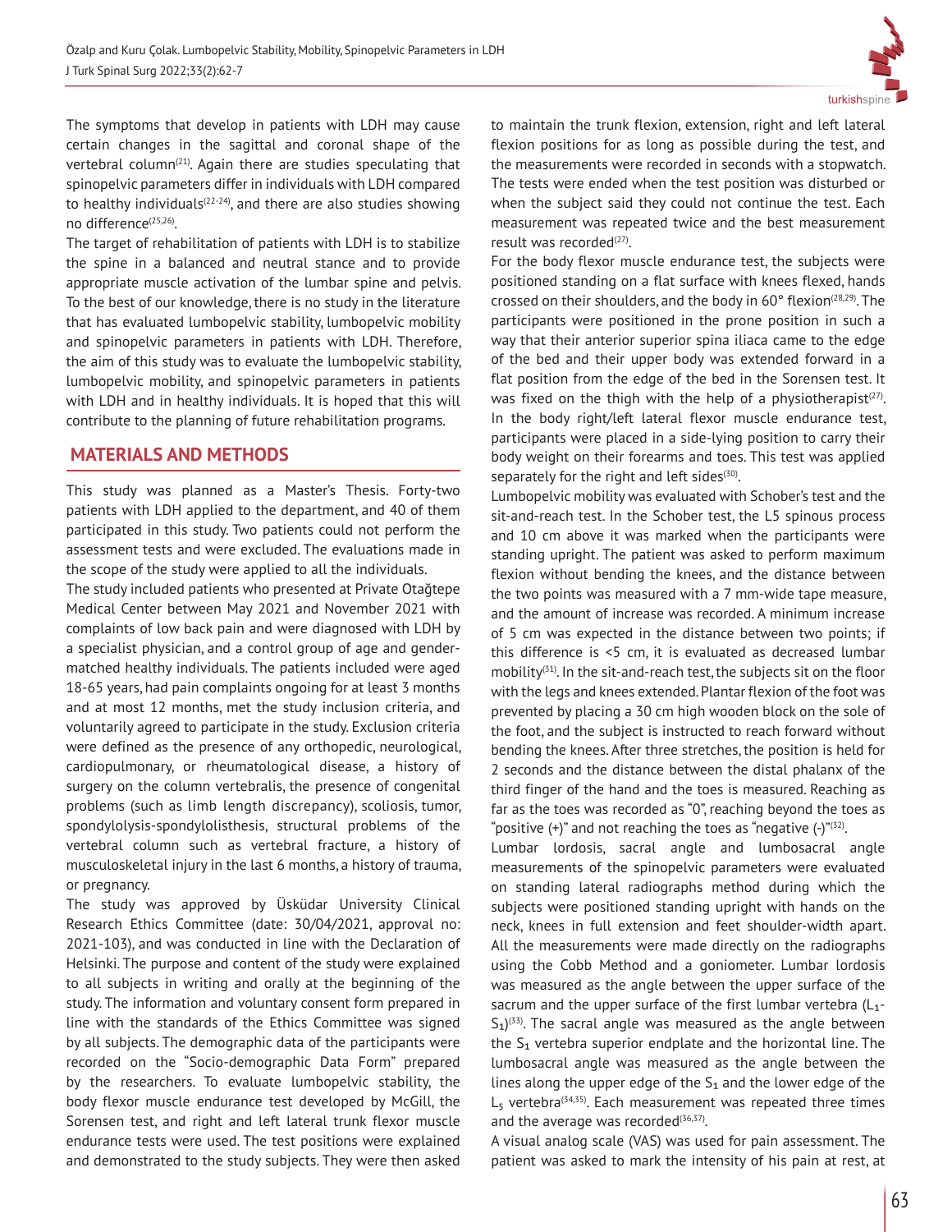The symptoms that develop in patients with LDH may cause certain changes in the sagittal and coronal shape of the vertebral column[21]. Again there are studies speculating that spinopelvic parameters differ in individuals with LDH compared to healthy individuals[22-24], and there are also studies showing no difference[25,26].

The target of rehabilitation of patients with LDH is to stabilize the spine in a balanced and neutral stance and to provide appropriate muscle activation of the lumbar spine and pelvis. To the best of our knowledge, there is no study in the literature that has evaluated lumbopelvic stability, lumbopelvic mobility and spinopelvic parameters in patients with LDH. Therefore, the aim of this study was to evaluate the lumbopelvic stability, lumbopelvic mobility, and spinopelvic parameters in patients with LDH and in healthy individuals. It is hoped that this will contribute to the planning of future rehabilitation programs.

## MATERIALS AND METHODS

This study was planned as a Master's Thesis. Forty-two patients with LDH applied to the department, and 40 of them participated in this study. Two patients could not perform the assessment tests and were excluded. The evaluations made in the scope of the study were applied to all the individuals.

The study included patients who presented at Private Otağtepe Medical Center between May 2021 and November 2021 with complaints of low back pain and were diagnosed with LDH by a specialist physician, and a control group of age and gender-matched healthy individuals. The patients included were aged 18-65 years, had pain complaints ongoing for at least 3 months and at most 12 months, met the study inclusion criteria, and voluntarily agreed to participate in the study. Exclusion criteria were defined as the presence of any orthopedic, neurological, cardiopulmonary, or rheumatological disease, a history of surgery on the column vertebralis, the presence of congenital problems (such as limb length discrepancy), scoliosis, tumor, spondylolysis-spondylolisthesis, structural problems of the vertebral column such as vertebral fracture, a history of musculoskeletal injury in the last 6 months, a history of trauma, or pregnancy.

The study was approved by Üsküdar University Clinical Research Ethics Committee (date: 30/04/2021, approval no: 2021-103), and was conducted in line with the Declaration of Helsinki. The purpose and content of the study were explained to all subjects in writing and orally at the beginning of the study. The information and voluntary consent form prepared in line with the standards of the Ethics Committee was signed by all subjects. The demographic data of the participants were recorded on the "Socio-demographic Data Form" prepared by the researchers. To evaluate lumbopelvic stability, the body flexor muscle endurance test developed by McGill, the Sorensen test, and right and left lateral trunk flexor muscle endurance tests were used. The test positions were explained and demonstrated to the study subjects. They were then asked to maintain the trunk flexion, extension, right and left lateral flexion positions for as long as possible during the test, and the measurements were recorded in seconds with a stopwatch. The tests were ended when the test position was disturbed or when the subject said they could not continue the test. Each measurement was repeated twice and the best measurement result was recorded[27].

For the body flexor muscle endurance test, the subjects were positioned standing on a flat surface with knees flexed, hands crossed on their shoulders, and the body in 60° flexion[28,29]. The participants were positioned in the prone position in such a way that their anterior superior spina iliaca came to the edge of the bed and their upper body was extended forward in a flat position from the edge of the bed in the Sorensen test. It was fixed on the thigh with the help of a physiotherapist[27]. In the body right/left lateral flexor muscle endurance test, participants were placed in a side-lying position to carry their body weight on their forearms and toes. This test was applied separately for the right and left sides[30].

Lumbopelvic mobility was evaluated with Schober's test and the sit-and-reach test. In the Schober test, the L5 spinous process and 10 cm above it was marked when the participants were standing upright. The patient was asked to perform maximum flexion without bending the knees, and the distance between the two points was measured with a 7 mm-wide tape measure, and the amount of increase was recorded. A minimum increase of 5 cm was expected in the distance between two points; if this difference is <5 cm, it is evaluated as decreased lumbar mobility[31]. In the sit-and-reach test, the subjects sit on the floor with the legs and knees extended. Plantar flexion of the foot was prevented by placing a 30 cm high wooden block on the sole of the foot, and the subject is instructed to reach forward without bending the knees. After three stretches, the position is held for 2 seconds and the distance between the distal phalanx of the third finger of the hand and the toes is measured. Reaching as far as the toes was recorded as "0", reaching beyond the toes as "positive (+)" and not reaching the toes as "negative (-)"[32].

Lumbar lordosis, sacral angle and lumbosacral angle measurements of the spinopelvic parameters were evaluated on standing lateral radiographs method during which the subjects were positioned standing upright with hands on the neck, knees in full extension and feet shoulder-width apart. All the measurements were made directly on the radiographs using the Cobb Method and a goniometer. Lumbar lordosis was measured as the angle between the upper surface of the sacrum and the upper surface of the first lumbar vertebra ($L_1$-$S_1$)[33]. The sacral angle was measured as the angle between the $S_1$ vertebra superior endplate and the horizontal line. The lumbosacral angle was measured as the angle between the lines along the upper edge of the $S_1$ and the lower edge of the $L_5$ vertebra[34,35]. Each measurement was repeated three times and the average was recorded[36,37].

A visual analog scale (VAS) was used for pain assessment. The patient was asked to mark the intensity of his pain at rest, at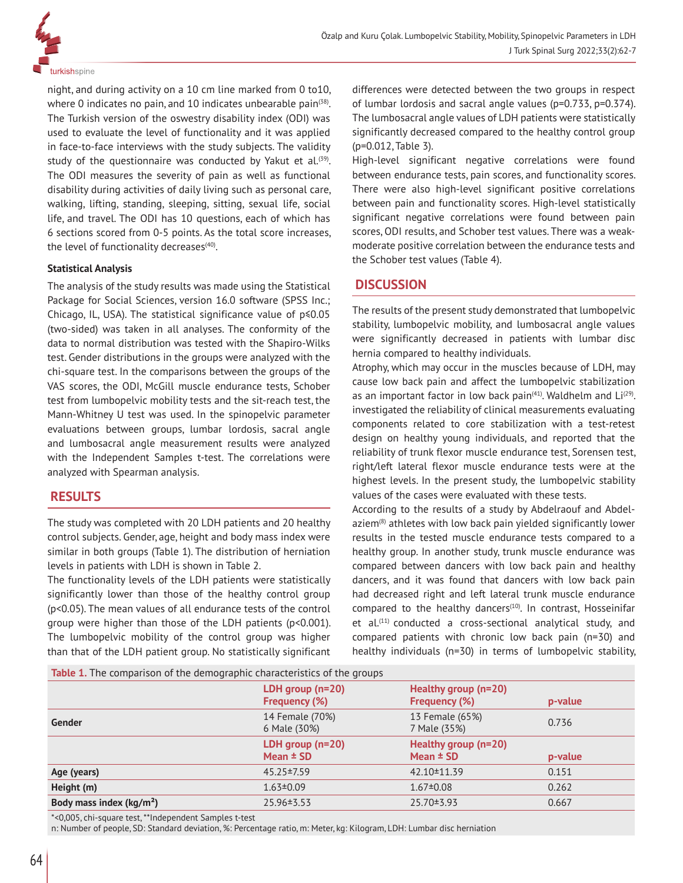night, and during activity on a 10 cm line marked from 0 to10, where 0 indicates no pain, and 10 indicates unbearable pain[38]. The Turkish version of the oswestry disability index (ODI) was used to evaluate the level of functionality and it was applied in face-to-face interviews with the study subjects. The validity study of the questionnaire was conducted by Yakut et al.[39]. The ODI measures the severity of pain as well as functional disability during activities of daily living such as personal care, walking, lifting, standing, sleeping, sitting, sexual life, social life, and travel. The ODI has 10 questions, each of which has 6 sections scored from 0-5 points. As the total score increases, the level of functionality decreases[40].

### Statistical Analysis

The analysis of the study results was made using the Statistical Package for Social Sciences, version 16.0 software (SPSS Inc.; Chicago, IL, USA). The statistical significance value of p≤0.05 (two-sided) was taken in all analyses. The conformity of the data to normal distribution was tested with the Shapiro-Wilks test. Gender distributions in the groups were analyzed with the chi-square test. In the comparisons between the groups of the VAS scores, the ODI, McGill muscle endurance tests, Schober test from lumbopelvic mobility tests and the sit-reach test, the Mann-Whitney U test was used. In the spinopelvic parameter evaluations between groups, lumbar lordosis, sacral angle and lumbosacral angle measurement results were analyzed with the Independent Samples t-test. The correlations were analyzed with Spearman analysis.

## RESULTS

The study was completed with 20 LDH patients and 20 healthy control subjects. Gender, age, height and body mass index were similar in both groups (Table 1). The distribution of herniation levels in patients with LDH is shown in Table 2.

The functionality levels of the LDH patients were statistically significantly lower than those of the healthy control group (p<0.05). The mean values of all endurance tests of the control group were higher than those of the LDH patients (p<0.001). The lumbopelvic mobility of the control group was higher than that of the LDH patient group. No statistically significant differences were detected between the two groups in respect of lumbar lordosis and sacral angle values (p=0.733, p=0.374). The lumbosacral angle values of LDH patients were statistically significantly decreased compared to the healthy control group (p=0.012, Table 3).

High-level significant negative correlations were found between endurance tests, pain scores, and functionality scores. There were also high-level significant positive correlations between pain and functionality scores. High-level statistically significant negative correlations were found between pain scores, ODI results, and Schober test values. There was a weak-moderate positive correlation between the endurance tests and the Schober test values (Table 4).

## DISCUSSION

The results of the present study demonstrated that lumbopelvic stability, lumbopelvic mobility, and lumbosacral angle values were significantly decreased in patients with lumbar disc hernia compared to healthy individuals.

Atrophy, which may occur in the muscles because of LDH, may cause low back pain and affect the lumbopelvic stabilization as an important factor in low back pain[41]. Waldhelm and Li[29]. investigated the reliability of clinical measurements evaluating components related to core stabilization with a test-retest design on healthy young individuals, and reported that the reliability of trunk flexor muscle endurance test, Sorensen test, right/left lateral flexor muscle endurance tests were at the highest levels. In the present study, the lumbopelvic stability values of the cases were evaluated with these tests.

According to the results of a study by Abdelraouf and Abdel-aziem[8] athletes with low back pain yielded significantly lower results in the tested muscle endurance tests compared to a healthy group. In another study, trunk muscle endurance was compared between dancers with low back pain and healthy dancers, and it was found that dancers with low back pain had decreased right and left lateral trunk muscle endurance compared to the healthy dancers[10]. In contrast, Hosseinifar et al.[11] conducted a cross-sectional analytical study, and compared patients with chronic low back pain (n=30) and healthy individuals (n=30) in terms of lumbopelvic stability,

**Table 1.** The comparison of the demographic characteristics of the groups

| | LDH group (n=20) Frequency (%) | Healthy group (n=20) Frequency (%) | p-value |
|---|---|---|---|
| Gender | 14 Female (70%)<br>6 Male (30%) | 13 Female (65%)<br>7 Male (35%) | 0.736 |
| | **LDH group (n=20) Mean ± SD** | **Healthy group (n=20) Mean ± SD** | **p-value** |
| Age (years) | 45.25±7.59 | 42.10±11.39 | 0.151 |
| Height (m) | 1.63±0.09 | 1.67±0.08 | 0.262 |
| Body mass index (kg/m²) | 25.96±3.53 | 25.70±3.93 | 0.667 |

*<0,005, chi-square test, **Independent Samples t-test
n: Number of people, SD: Standard deviation, %: Percentage ratio, m: Meter, kg: Kilogram, LDH: Lumbar disc herniation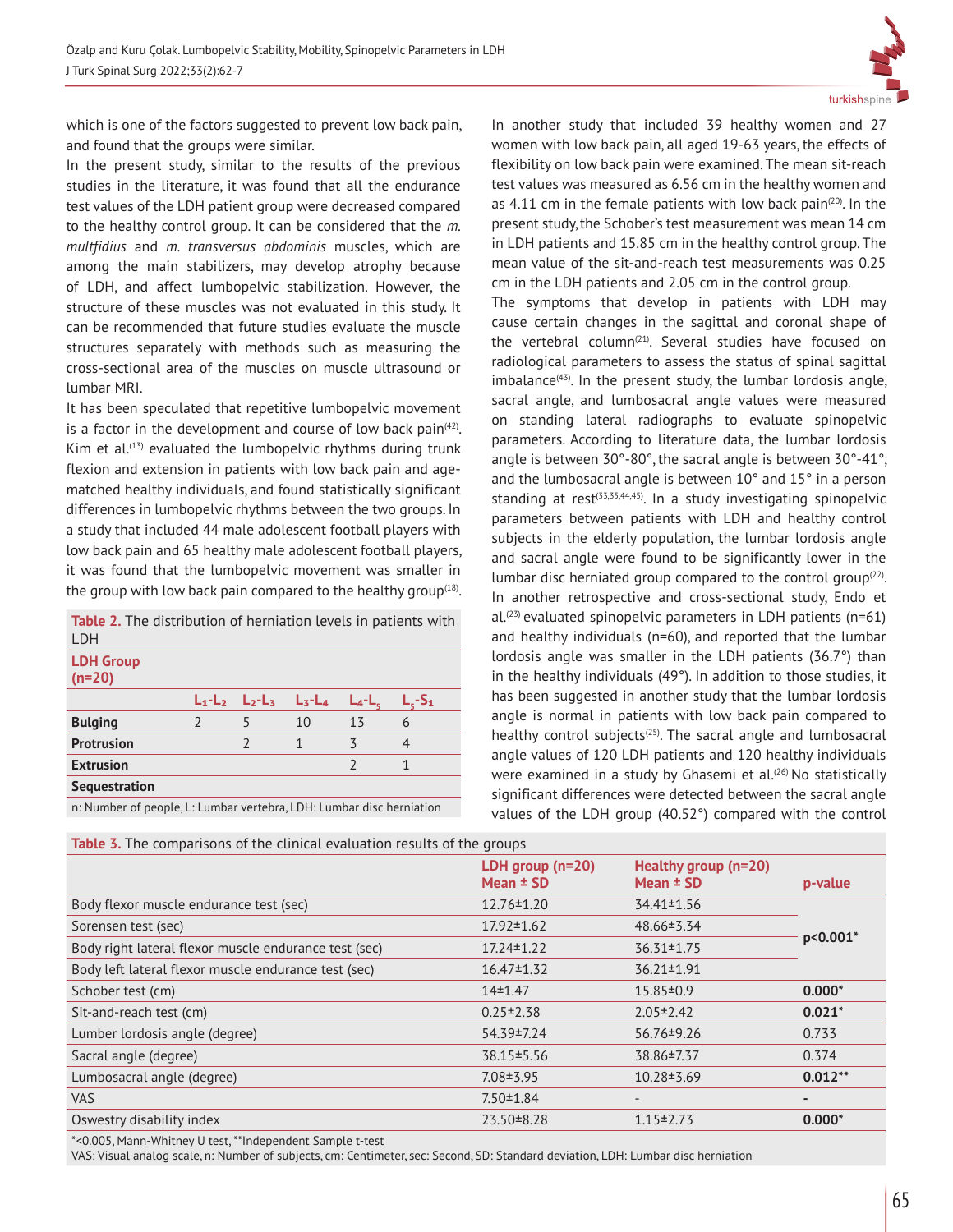which is one of the factors suggested to prevent low back pain, and found that the groups were similar.

In the present study, similar to the results of the previous studies in the literature, it was found that all the endurance test values of the LDH patient group were decreased compared to the healthy control group. It can be considered that the *m. multfidius* and *m. transversus abdominis* muscles, which are among the main stabilizers, may develop atrophy because of LDH, and affect lumbopelvic stabilization. However, the structure of these muscles was not evaluated in this study. It can be recommended that future studies evaluate the muscle structures separately with methods such as measuring the cross-sectional area of the muscles on muscle ultrasound or lumbar MRI.

It has been speculated that repetitive lumbopelvic movement is a factor in the development and course of low back pain[42]. Kim et al.[13] evaluated the lumbopelvic rhythms during trunk flexion and extension in patients with low back pain and age-matched healthy individuals, and found statistically significant differences in lumbopelvic rhythms between the two groups. In a study that included 44 male adolescent football players with low back pain and 65 healthy male adolescent football players, it was found that the lumbopelvic movement was smaller in the group with low back pain compared to the healthy group[18].

**Table 2.** The distribution of herniation levels in patients with LDH

| LDH Group (n=20) | $L_1$-$L_2$ | $L_2$-$L_3$ | $L_3$-$L_4$ | $L_4$-$L_5$ | $L_5$-$S_1$ |
|---|---|---|---|---|---|
| **Bulging** | 2 | 5 | 10 | 13 | 6 |
| **Protrusion** | | 2 | 1 | 3 | 4 |
| **Extrusion** | | | | 2 | 1 |
| **Sequestration** | | | | | |

n: Number of people, L: Lumbar vertebra, LDH: Lumbar disc herniation

In another study that included 39 healthy women and 27 women with low back pain, all aged 19-63 years, the effects of flexibility on low back pain were examined. The mean sit-reach test values was measured as 6.56 cm in the healthy women and as 4.11 cm in the female patients with low back pain[20]. In the present study, the Schober's test measurement was mean 14 cm in LDH patients and 15.85 cm in the healthy control group. The mean value of the sit-and-reach test measurements was 0.25 cm in the LDH patients and 2.05 cm in the control group.

The symptoms that develop in patients with LDH may cause certain changes in the sagittal and coronal shape of the vertebral column[21]. Several studies have focused on radiological parameters to assess the status of spinal sagittal imbalance[43]. In the present study, the lumbar lordosis angle, sacral angle, and lumbosacral angle values were measured on standing lateral radiographs to evaluate spinopelvic parameters. According to literature data, the lumbar lordosis angle is between 30°-80°, the sacral angle is between 30°-41°, and the lumbosacral angle is between 10° and 15° in a person standing at rest[33,35,44,45]. In a study investigating spinopelvic parameters between patients with LDH and healthy control subjects in the elderly population, the lumbar lordosis angle and sacral angle were found to be significantly lower in the lumbar disc herniated group compared to the control group[22]. In another retrospective and cross-sectional study, Endo et al.[23] evaluated spinopelvic parameters in LDH patients (n=61) and healthy individuals (n=60), and reported that the lumbar lordosis angle was smaller in the LDH patients (36.7°) than in the healthy individuals (49°). In addition to those studies, it has been suggested in another study that the lumbar lordosis angle is normal in patients with low back pain compared to healthy control subjects[25]. The sacral angle and lumbosacral angle values of 120 LDH patients and 120 healthy individuals were examined in a study by Ghasemi et al.[26] No statistically significant differences were detected between the sacral angle values of the LDH group (40.52°) compared with the control

**Table 3.** The comparisons of the clinical evaluation results of the groups

| | LDH group (n=20) Mean ± SD | Healthy group (n=20) Mean ± SD | p-value |
|---|---|---|---|
| Body flexor muscle endurance test (sec) | 12.76±1.20 | 34.41±1.56 | p<0.001* |
| Sorensen test (sec) | 17.92±1.62 | 48.66±3.34 | |
| Body right lateral flexor muscle endurance test (sec) | 17.24±1.22 | 36.31±1.75 | |
| Body left lateral flexor muscle endurance test (sec) | 16.47±1.32 | 36.21±1.91 | |
| Schober test (cm) | 14±1.47 | 15.85±0.9 | **0.000*** |
| Sit-and-reach test (cm) | 0.25±2.38 | 2.05±2.42 | **0.021*** |
| Lumber lordosis angle (degree) | 54.39±7.24 | 56.76±9.26 | 0.733 |
| Sacral angle (degree) | 38.15±5.56 | 38.86±7.37 | 0.374 |
| Lumbosacral angle (degree) | 7.08±3.95 | 10.28±3.69 | **0.012**** |
| VAS | 7.50±1.84 | - | - |
| Oswestry disability index | 23.50±8.28 | 1.15±2.73 | **0.000*** |

*<0.005, Mann-Whitney U test, **Independent Sample t-test
VAS: Visual analog scale, n: Number of subjects, cm: Centimeter, sec: Second, SD: Standard deviation, LDH: Lumbar disc herniation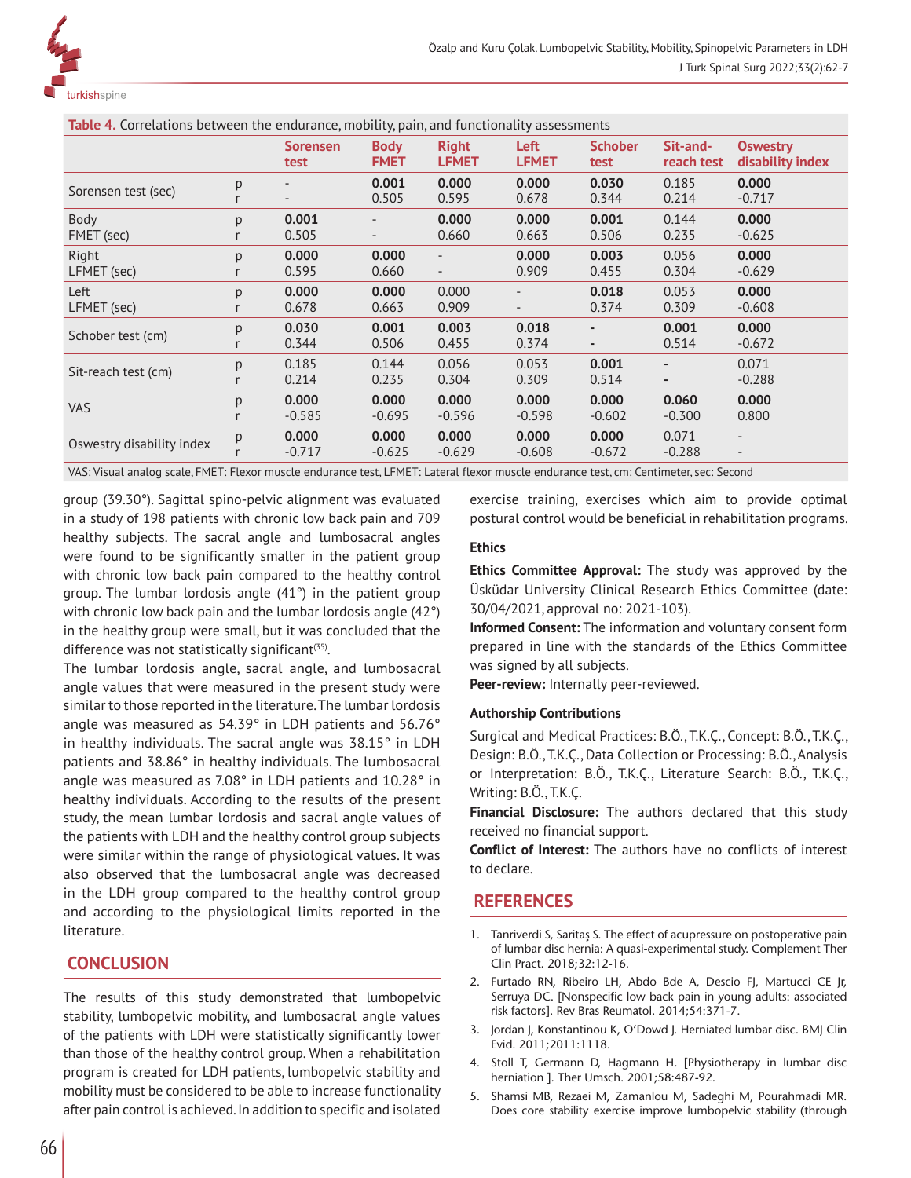**Table 4.** Correlations between the endurance, mobility, pain, and functionality assessments

| | | Sorensen test | Body FMET | Right LFMET | Left LFMET | Schober test | Sit-and-reach test | Oswestry disability index |
|---|---|---|---|---|---|---|---|---|
| Sorensen test (sec) | p | - | **0.001** | **0.000** | **0.000** | **0.030** | 0.185 | **0.000** |
| | r | - | 0.505 | 0.595 | 0.678 | 0.344 | 0.214 | -0.717 |
| Body FMET (sec) | p | **0.001** | - | **0.000** | **0.000** | **0.001** | 0.144 | **0.000** |
| | r | 0.505 | - | 0.660 | 0.663 | 0.506 | 0.235 | -0.625 |
| Right LFMET (sec) | p | **0.000** | **0.000** | - | **0.000** | **0.003** | 0.056 | **0.000** |
| | r | 0.595 | 0.660 | - | 0.909 | 0.455 | 0.304 | -0.629 |
| Left LFMET (sec) | p | **0.000** | **0.000** | 0.000 | - | **0.018** | 0.053 | **0.000** |
| | r | 0.678 | 0.663 | 0.909 | - | 0.374 | 0.309 | -0.608 |
| Schober test (cm) | p | **0.030** | **0.001** | **0.003** | **0.018** | - | **0.001** | **0.000** |
| | r | 0.344 | 0.506 | 0.455 | 0.374 | - | 0.514 | -0.672 |
| Sit-reach test (cm) | p | 0.185 | 0.144 | 0.056 | 0.053 | **0.001** | - | 0.071 |
| | r | 0.214 | 0.235 | 0.304 | 0.309 | 0.514 | - | -0.288 |
| VAS | p | **0.000** | **0.000** | **0.000** | **0.000** | **0.000** | **0.060** | **0.000** |
| | r | -0.585 | -0.695 | -0.596 | -0.598 | -0.602 | -0.300 | 0.800 |
| Oswestry disability index | p | **0.000** | **0.000** | **0.000** | **0.000** | **0.000** | 0.071 | - |
| | r | -0.717 | -0.625 | -0.629 | -0.608 | -0.672 | -0.288 | - |

VAS: Visual analog scale, FMET: Flexor muscle endurance test, LFMET: Lateral flexor muscle endurance test, cm: Centimeter, sec: Second

group (39.30°). Sagittal spino-pelvic alignment was evaluated in a study of 198 patients with chronic low back pain and 709 healthy subjects. The sacral angle and lumbosacral angles were found to be significantly smaller in the patient group with chronic low back pain compared to the healthy control group. The lumbar lordosis angle (41°) in the patient group with chronic low back pain and the lumbar lordosis angle (42°) in the healthy group were small, but it was concluded that the difference was not statistically significant[35].

The lumbar lordosis angle, sacral angle, and lumbosacral angle values that were measured in the present study were similar to those reported in the literature. The lumbar lordosis angle was measured as 54.39° in LDH patients and 56.76° in healthy individuals. The sacral angle was 38.15° in LDH patients and 38.86° in healthy individuals. The lumbosacral angle was measured as 7.08° in LDH patients and 10.28° in healthy individuals. According to the results of the present study, the mean lumbar lordosis and sacral angle values of the patients with LDH and the healthy control group subjects were similar within the range of physiological values. It was also observed that the lumbosacral angle was decreased in the LDH group compared to the healthy control group and according to the physiological limits reported in the literature.

## CONCLUSION

The results of this study demonstrated that lumbopelvic stability, lumbopelvic mobility, and lumbosacral angle values of the patients with LDH were statistically significantly lower than those of the healthy control group. When a rehabilitation program is created for LDH patients, lumbopelvic stability and mobility must be considered to be able to increase functionality after pain control is achieved. In addition to specific and isolated exercise training, exercises which aim to provide optimal postural control would be beneficial in rehabilitation programs.

### Ethics

**Ethics Committee Approval:** The study was approved by the Üsküdar University Clinical Research Ethics Committee (date: 30/04/2021, approval no: 2021-103).

**Informed Consent:** The information and voluntary consent form prepared in line with the standards of the Ethics Committee was signed by all subjects.

**Peer-review:** Internally peer-reviewed.

### Authorship Contributions

Surgical and Medical Practices: B.Ö., T.K.Ç., Concept: B.Ö., T.K.Ç., Design: B.Ö., T.K.Ç., Data Collection or Processing: B.Ö., Analysis or Interpretation: B.Ö., T.K.Ç., Literature Search: B.Ö., T.K.Ç., Writing: B.Ö., T.K.Ç.

**Financial Disclosure:** The authors declared that this study received no financial support.

**Conflict of Interest:** The authors have no conflicts of interest to declare.

## REFERENCES

1. Tanriverdi S, Saritaş S. The effect of acupressure on postoperative pain of lumbar disc hernia: A quasi-experimental study. Complement Ther Clin Pract. 2018;32:12-16.
2. Furtado RN, Ribeiro LH, Abdo Bde A, Descio FJ, Martucci CE Jr, Serruya DC. [Nonspecific low back pain in young adults: associated risk factors]. Rev Bras Reumatol. 2014;54:371-7.
3. Jordan J, Konstantinou K, O'Dowd J. Herniated lumbar disc. BMJ Clin Evid. 2011;2011:1118.
4. Stoll T, Germann D, Hagmann H. [Physiotherapy in lumbar disc herniation ]. Ther Umsch. 2001;58:487-92.
5. Shamsi MB, Rezaei M, Zamanlou M, Sadeghi M, Pourahmadi MR. Does core stability exercise improve lumbopelvic stability (through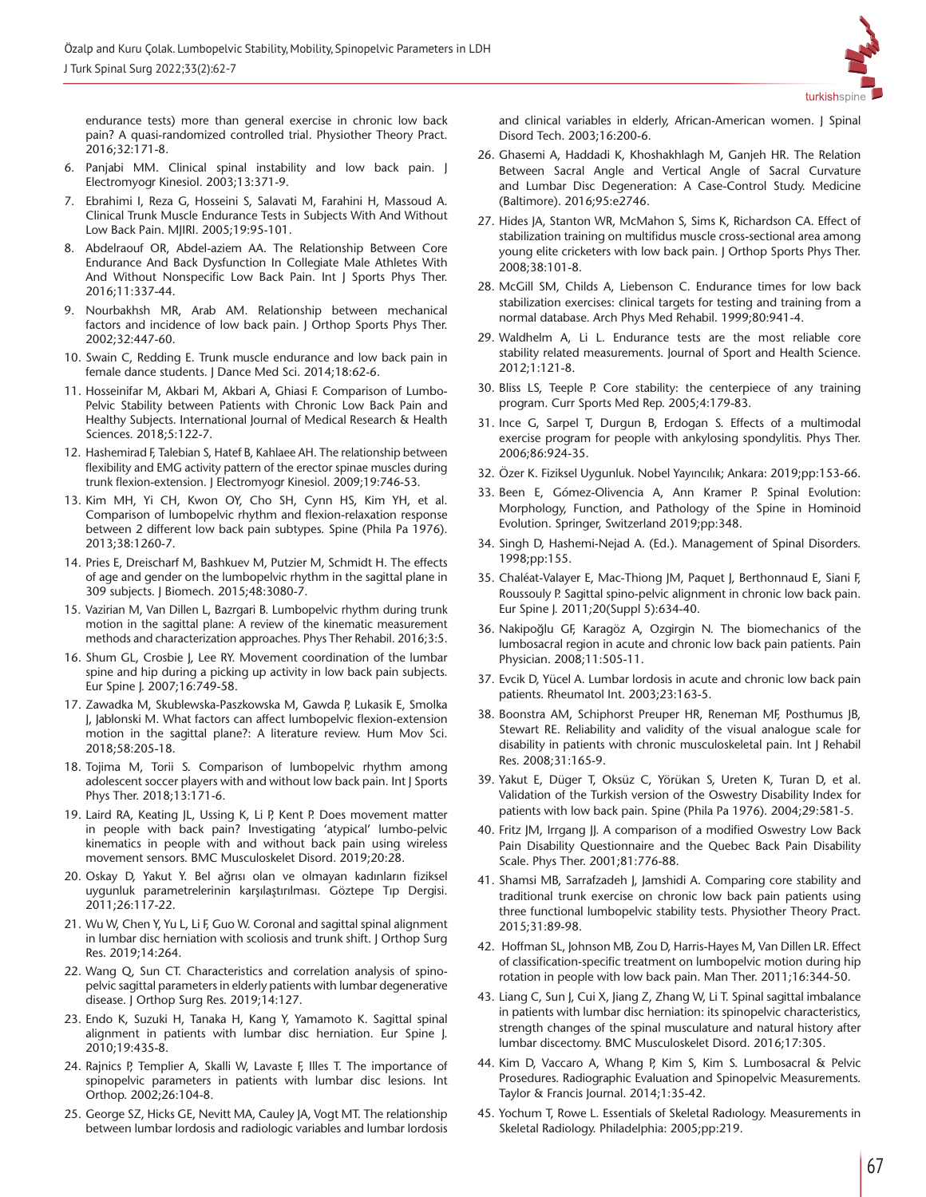endurance tests) more than general exercise in chronic low back pain? A quasi-randomized controlled trial. Physiother Theory Pract. 2016;32:171-8.

6. Panjabi MM. Clinical spinal instability and low back pain. J Electromyogr Kinesiol. 2003;13:371-9.
7. Ebrahimi I, Reza G, Hosseini S, Salavati M, Farahini H, Massoud A. Clinical Trunk Muscle Endurance Tests in Subjects With And Without Low Back Pain. MJIRI. 2005;19:95-101.
8. Abdelraouf OR, Abdel-aziem AA. The Relationship Between Core Endurance And Back Dysfunction In Collegiate Male Athletes With And Without Nonspecific Low Back Pain. Int J Sports Phys Ther. 2016;11:337-44.
9. Nourbakhsh MR, Arab AM. Relationship between mechanical factors and incidence of low back pain. J Orthop Sports Phys Ther. 2002;32:447-60.
10. Swain C, Redding E. Trunk muscle endurance and low back pain in female dance students. J Dance Med Sci. 2014;18:62-6.
11. Hosseinifar M, Akbari M, Akbari A, Ghiasi F. Comparison of Lumbo-Pelvic Stability between Patients with Chronic Low Back Pain and Healthy Subjects. International Journal of Medical Research & Health Sciences. 2018;5:122-7.
12. Hashemirad F, Talebian S, Hatef B, Kahlaee AH. The relationship between flexibility and EMG activity pattern of the erector spinae muscles during trunk flexion-extension. J Electromyogr Kinesiol. 2009;19:746-53.
13. Kim MH, Yi CH, Kwon OY, Cho SH, Cynn HS, Kim YH, et al. Comparison of lumbopelvic rhythm and flexion-relaxation response between 2 different low back pain subtypes. Spine (Phila Pa 1976). 2013;38:1260-7.
14. Pries E, Dreischarf M, Bashkuev M, Putzier M, Schmidt H. The effects of age and gender on the lumbopelvic rhythm in the sagittal plane in 309 subjects. J Biomech. 2015;48:3080-7.
15. Vazirian M, Van Dillen L, Bazrgari B. Lumbopelvic rhythm during trunk motion in the sagittal plane: A review of the kinematic measurement methods and characterization approaches. Phys Ther Rehabil. 2016;3:5.
16. Shum GL, Crosbie J, Lee RY. Movement coordination of the lumbar spine and hip during a picking up activity in low back pain subjects. Eur Spine J. 2007;16:749-58.
17. Zawadka M, Skublewska-Paszkowska M, Gawda P, Lukasik E, Smolka J, Jablonski M. What factors can affect lumbopelvic flexion-extension motion in the sagittal plane?: A literature review. Hum Mov Sci. 2018;58:205-18.
18. Tojima M, Torii S. Comparison of lumbopelvic rhythm among adolescent soccer players with and without low back pain. Int J Sports Phys Ther. 2018;13:171-6.
19. Laird RA, Keating JL, Ussing K, Li P, Kent P. Does movement matter in people with back pain? Investigating 'atypical' lumbo-pelvic kinematics in people with and without back pain using wireless movement sensors. BMC Musculoskelet Disord. 2019;20:28.
20. Oskay D, Yakut Y. Bel ağrısı olan ve olmayan kadınların fiziksel uygunluk parametrelerinin karşılaştırılması. Göztepe Tıp Dergisi. 2011;26:117-22.
21. Wu W, Chen Y, Yu L, Li F, Guo W. Coronal and sagittal spinal alignment in lumbar disc herniation with scoliosis and trunk shift. J Orthop Surg Res. 2019;14:264.
22. Wang Q, Sun CT. Characteristics and correlation analysis of spino-pelvic sagittal parameters in elderly patients with lumbar degenerative disease. J Orthop Surg Res. 2019;14:127.
23. Endo K, Suzuki H, Tanaka H, Kang Y, Yamamoto K. Sagittal spinal alignment in patients with lumbar disc herniation. Eur Spine J. 2010;19:435-8.
24. Rajnics P, Templier A, Skalli W, Lavaste F, Illes T. The importance of spinopelvic parameters in patients with lumbar disc lesions. Int Orthop. 2002;26:104-8.
25. George SZ, Hicks GE, Nevitt MA, Cauley JA, Vogt MT. The relationship between lumbar lordosis and radiologic variables and lumbar lordosis and clinical variables in elderly, African-American women. J Spinal Disord Tech. 2003;16:200-6.
26. Ghasemi A, Haddadi K, Khoshakhlagh M, Ganjeh HR. The Relation Between Sacral Angle and Vertical Angle of Sacral Curvature and Lumbar Disc Degeneration: A Case-Control Study. Medicine (Baltimore). 2016;95:e2746.
27. Hides JA, Stanton WR, McMahon S, Sims K, Richardson CA. Effect of stabilization training on multifidus muscle cross-sectional area among young elite cricketers with low back pain. J Orthop Sports Phys Ther. 2008;38:101-8.
28. McGill SM, Childs A, Liebenson C. Endurance times for low back stabilization exercises: clinical targets for testing and training from a normal database. Arch Phys Med Rehabil. 1999;80:941-4.
29. Waldhelm A, Li L. Endurance tests are the most reliable core stability related measurements. Journal of Sport and Health Science. 2012;1:121-8.
30. Bliss LS, Teeple P. Core stability: the centerpiece of any training program. Curr Sports Med Rep. 2005;4:179-83.
31. Ince G, Sarpel T, Durgun B, Erdogan S. Effects of a multimodal exercise program for people with ankylosing spondylitis. Phys Ther. 2006;86:924-35.
32. Özer K. Fiziksel Uygunluk. Nobel Yayıncılık; Ankara: 2019;pp:153-66.
33. Been E, Gómez-Olivencia A, Ann Kramer P. Spinal Evolution: Morphology, Function, and Pathology of the Spine in Hominoid Evolution. Springer, Switzerland 2019;pp:348.
34. Singh D, Hashemi-Nejad A. (Ed.). Management of Spinal Disorders. 1998;pp:155.
35. Chaléat-Valayer E, Mac-Thiong JM, Paquet J, Berthonnaud E, Siani F, Roussouly P. Sagittal spino-pelvic alignment in chronic low back pain. Eur Spine J. 2011;20(Suppl 5):634-40.
36. Nakipoğlu GF, Karagöz A, Ozgirgin N. The biomechanics of the lumbosacral region in acute and chronic low back pain patients. Pain Physician. 2008;11:505-11.
37. Evcik D, Yücel A. Lumbar lordosis in acute and chronic low back pain patients. Rheumatol Int. 2003;23:163-5.
38. Boonstra AM, Schiphorst Preuper HR, Reneman MF, Posthumus JB, Stewart RE. Reliability and validity of the visual analogue scale for disability in patients with chronic musculoskeletal pain. Int J Rehabil Res. 2008;31:165-9.
39. Yakut E, Düger T, Oksüz C, Yörükan S, Ureten K, Turan D, et al. Validation of the Turkish version of the Oswestry Disability Index for patients with low back pain. Spine (Phila Pa 1976). 2004;29:581-5.
40. Fritz JM, Irrgang JJ. A comparison of a modified Oswestry Low Back Pain Disability Questionnaire and the Quebec Back Pain Disability Scale. Phys Ther. 2001;81:776-88.
41. Shamsi MB, Sarrafzadeh J, Jamshidi A. Comparing core stability and traditional trunk exercise on chronic low back pain patients using three functional lumbopelvic stability tests. Physiother Theory Pract. 2015;31:89-98.
42. Hoffman SL, Johnson MB, Zou D, Harris-Hayes M, Van Dillen LR. Effect of classification-specific treatment on lumbopelvic motion during hip rotation in people with low back pain. Man Ther. 2011;16:344-50.
43. Liang C, Sun J, Cui X, Jiang Z, Zhang W, Li T. Spinal sagittal imbalance in patients with lumbar disc herniation: its spinopelvic characteristics, strength changes of the spinal musculature and natural history after lumbar discectomy. BMC Musculoskelet Disord. 2016;17:305.
44. Kim D, Vaccaro A, Whang P, Kim S, Kim S. Lumbosacral & Pelvic Prosedures. Radiographic Evaluation and Spinopelvic Measurements. Taylor & Francis Journal. 2014;1:35-42.
45. Yochum T, Rowe L. Essentials of Skeletal Radıology. Measurements in Skeletal Radiology. Philadelphia: 2005;pp:219.